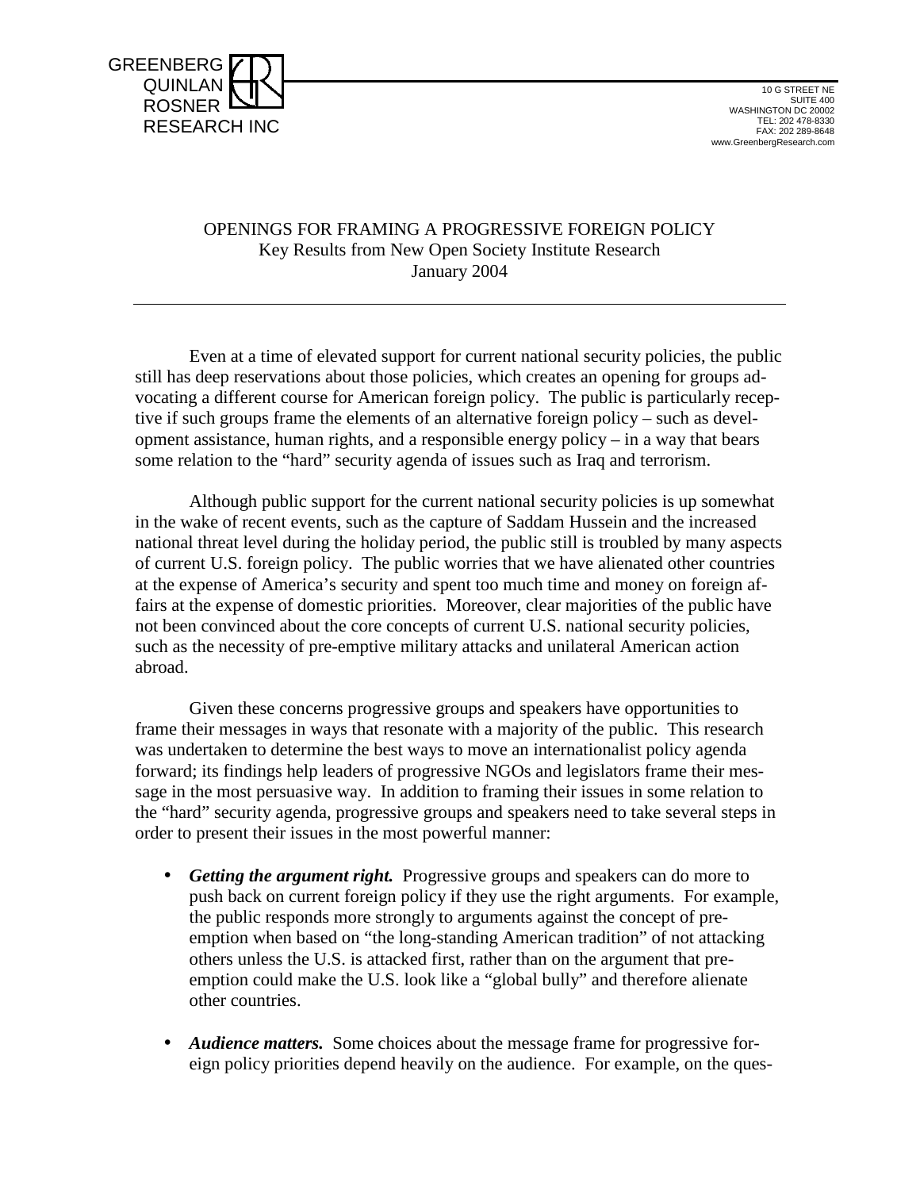GREENBERG
QUINLAN
ROSNER
RESEARCH INC

10 G STREET NE
SUITE 400
WASHINGTON DC 20002
TEL: 202 478-8330
FAX: 202 289-8648
www.GreenbergResearch.com

# OPENINGS FOR FRAMING A PROGRESSIVE FOREIGN POLICY

Key Results from New Open Society Institute Research
January 2004

---

Even at a time of elevated support for current national security policies, the public still has deep reservations about those policies, which creates an opening for groups advocating a different course for American foreign policy. The public is particularly receptive if such groups frame the elements of an alternative foreign policy – such as development assistance, human rights, and a responsible energy policy – in a way that bears some relation to the "hard" security agenda of issues such as Iraq and terrorism.

Although public support for the current national security policies is up somewhat in the wake of recent events, such as the capture of Saddam Hussein and the increased national threat level during the holiday period, the public still is troubled by many aspects of current U.S. foreign policy. The public worries that we have alienated other countries at the expense of America's security and spent too much time and money on foreign affairs at the expense of domestic priorities. Moreover, clear majorities of the public have not been convinced about the core concepts of current U.S. national security policies, such as the necessity of pre-emptive military attacks and unilateral American action abroad.

Given these concerns progressive groups and speakers have opportunities to frame their messages in ways that resonate with a majority of the public. This research was undertaken to determine the best ways to move an internationalist policy agenda forward; its findings help leaders of progressive NGOs and legislators frame their message in the most persuasive way. In addition to framing their issues in some relation to the "hard" security agenda, progressive groups and speakers need to take several steps in order to present their issues in the most powerful manner:

- ***Getting the argument right.*** Progressive groups and speakers can do more to push back on current foreign policy if they use the right arguments. For example, the public responds more strongly to arguments against the concept of pre-emption when based on "the long-standing American tradition" of not attacking others unless the U.S. is attacked first, rather than on the argument that pre-emption could make the U.S. look like a "global bully" and therefore alienate other countries.

- ***Audience matters.*** Some choices about the message frame for progressive foreign policy priorities depend heavily on the audience. For example, on the ques-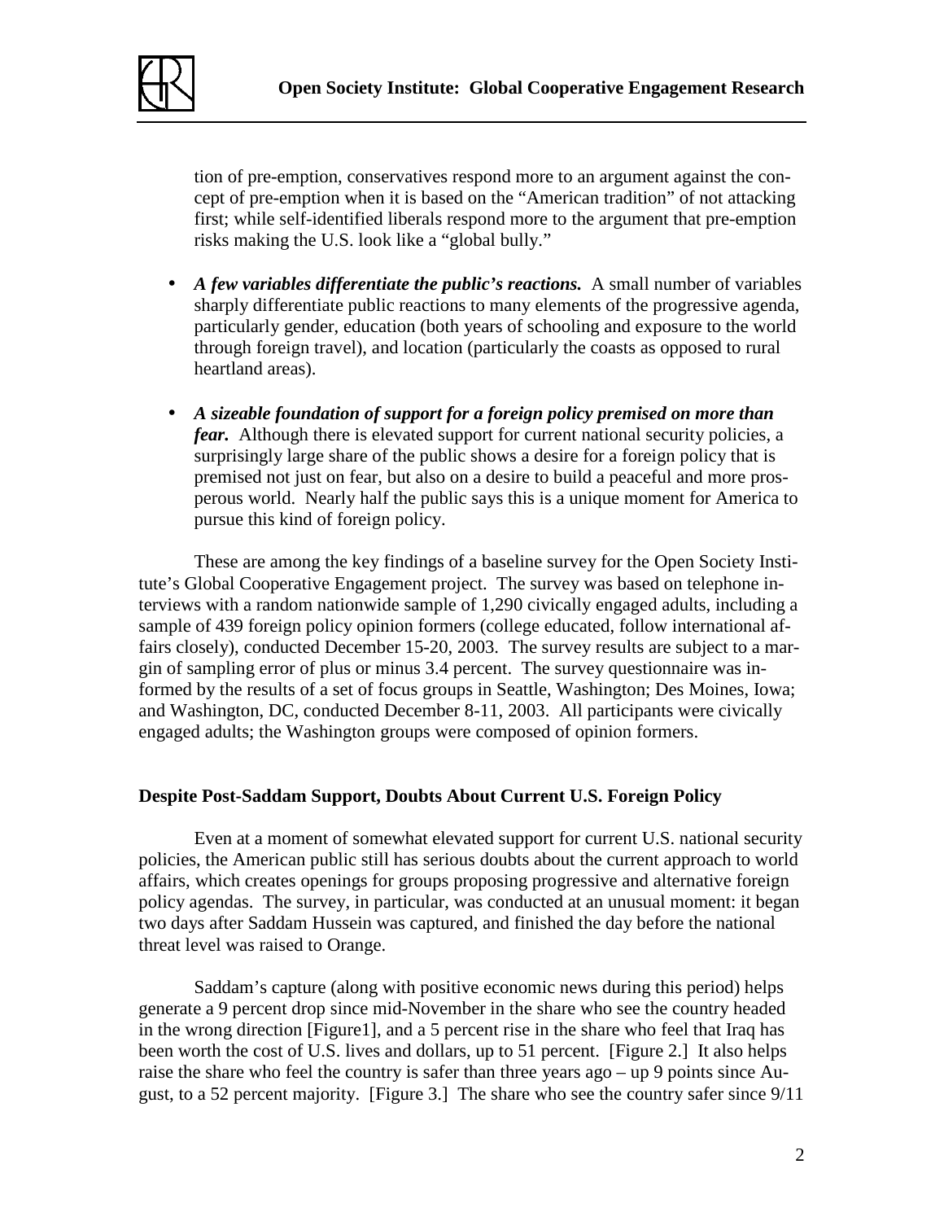tion of pre-emption, conservatives respond more to an argument against the concept of pre-emption when it is based on the "American tradition" of not attacking first; while self-identified liberals respond more to the argument that pre-emption risks making the U.S. look like a "global bully."

- ***A few variables differentiate the public's reactions.*** A small number of variables sharply differentiate public reactions to many elements of the progressive agenda, particularly gender, education (both years of schooling and exposure to the world through foreign travel), and location (particularly the coasts as opposed to rural heartland areas).

- ***A sizeable foundation of support for a foreign policy premised on more than fear.*** Although there is elevated support for current national security policies, a surprisingly large share of the public shows a desire for a foreign policy that is premised not just on fear, but also on a desire to build a peaceful and more prosperous world. Nearly half the public says this is a unique moment for America to pursue this kind of foreign policy.

These are among the key findings of a baseline survey for the Open Society Institute's Global Cooperative Engagement project. The survey was based on telephone interviews with a random nationwide sample of 1,290 civically engaged adults, including a sample of 439 foreign policy opinion formers (college educated, follow international affairs closely), conducted December 15-20, 2003. The survey results are subject to a margin of sampling error of plus or minus 3.4 percent. The survey questionnaire was informed by the results of a set of focus groups in Seattle, Washington; Des Moines, Iowa; and Washington, DC, conducted December 8-11, 2003. All participants were civically engaged adults; the Washington groups were composed of opinion formers.

## Despite Post-Saddam Support, Doubts About Current U.S. Foreign Policy

Even at a moment of somewhat elevated support for current U.S. national security policies, the American public still has serious doubts about the current approach to world affairs, which creates openings for groups proposing progressive and alternative foreign policy agendas. The survey, in particular, was conducted at an unusual moment: it began two days after Saddam Hussein was captured, and finished the day before the national threat level was raised to Orange.

Saddam's capture (along with positive economic news during this period) helps generate a 9 percent drop since mid-November in the share who see the country headed in the wrong direction [Figure1], and a 5 percent rise in the share who feel that Iraq has been worth the cost of U.S. lives and dollars, up to 51 percent. [Figure 2.] It also helps raise the share who feel the country is safer than three years ago – up 9 points since August, to a 52 percent majority. [Figure 3.] The share who see the country safer since 9/11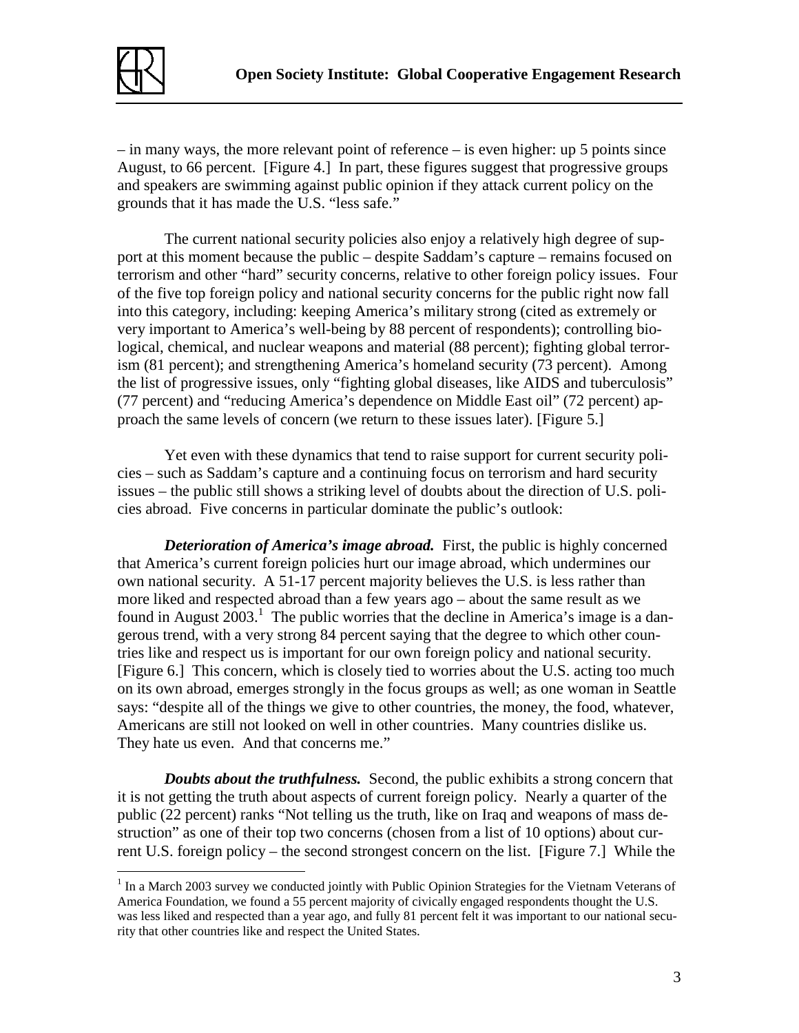– in many ways, the more relevant point of reference – is even higher: up 5 points since August, to 66 percent. [Figure 4.] In part, these figures suggest that progressive groups and speakers are swimming against public opinion if they attack current policy on the grounds that it has made the U.S. "less safe."

The current national security policies also enjoy a relatively high degree of support at this moment because the public – despite Saddam's capture – remains focused on terrorism and other "hard" security concerns, relative to other foreign policy issues. Four of the five top foreign policy and national security concerns for the public right now fall into this category, including: keeping America's military strong (cited as extremely or very important to America's well-being by 88 percent of respondents); controlling biological, chemical, and nuclear weapons and material (88 percent); fighting global terrorism (81 percent); and strengthening America's homeland security (73 percent). Among the list of progressive issues, only "fighting global diseases, like AIDS and tuberculosis" (77 percent) and "reducing America's dependence on Middle East oil" (72 percent) approach the same levels of concern (we return to these issues later). [Figure 5.]

Yet even with these dynamics that tend to raise support for current security policies – such as Saddam's capture and a continuing focus on terrorism and hard security issues – the public still shows a striking level of doubts about the direction of U.S. policies abroad. Five concerns in particular dominate the public's outlook:

***Deterioration of America's image abroad.*** First, the public is highly concerned that America's current foreign policies hurt our image abroad, which undermines our own national security. A 51-17 percent majority believes the U.S. is less rather than more liked and respected abroad than a few years ago – about the same result as we found in August 2003.[1] The public worries that the decline in America's image is a dangerous trend, with a very strong 84 percent saying that the degree to which other countries like and respect us is important for our own foreign policy and national security. [Figure 6.] This concern, which is closely tied to worries about the U.S. acting too much on its own abroad, emerges strongly in the focus groups as well; as one woman in Seattle says: "despite all of the things we give to other countries, the money, the food, whatever, Americans are still not looked on well in other countries. Many countries dislike us. They hate us even. And that concerns me."

***Doubts about the truthfulness.*** Second, the public exhibits a strong concern that it is not getting the truth about aspects of current foreign policy. Nearly a quarter of the public (22 percent) ranks "Not telling us the truth, like on Iraq and weapons of mass destruction" as one of their top two concerns (chosen from a list of 10 options) about current U.S. foreign policy – the second strongest concern on the list. [Figure 7.] While the

[1] In a March 2003 survey we conducted jointly with Public Opinion Strategies for the Vietnam Veterans of America Foundation, we found a 55 percent majority of civically engaged respondents thought the U.S. was less liked and respected than a year ago, and fully 81 percent felt it was important to our national security that other countries like and respect the United States.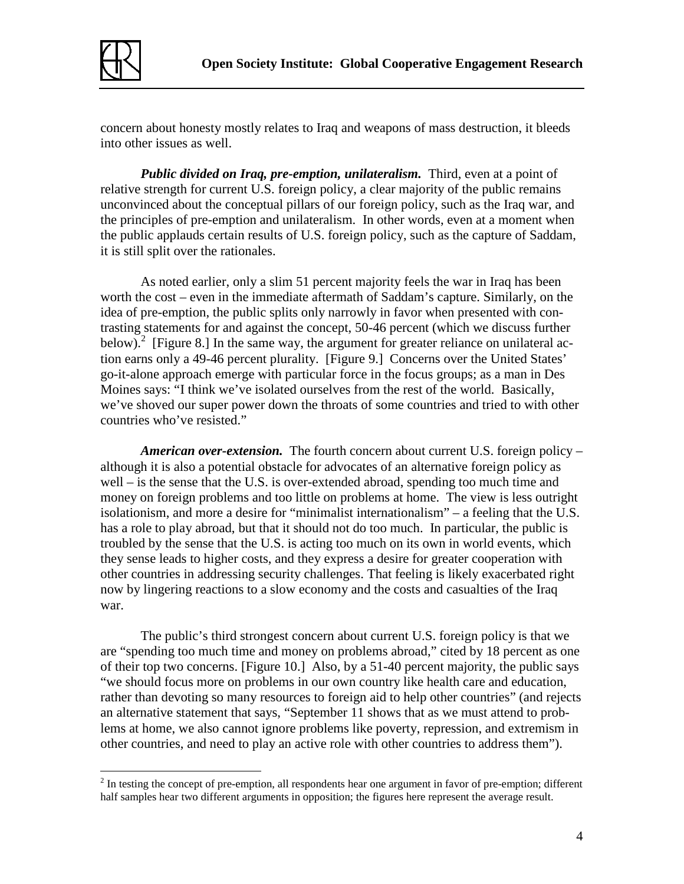concern about honesty mostly relates to Iraq and weapons of mass destruction, it bleeds into other issues as well.

***Public divided on Iraq, pre-emption, unilateralism.*** Third, even at a point of relative strength for current U.S. foreign policy, a clear majority of the public remains unconvinced about the conceptual pillars of our foreign policy, such as the Iraq war, and the principles of pre-emption and unilateralism. In other words, even at a moment when the public applauds certain results of U.S. foreign policy, such as the capture of Saddam, it is still split over the rationales.

As noted earlier, only a slim 51 percent majority feels the war in Iraq has been worth the cost – even in the immediate aftermath of Saddam's capture. Similarly, on the idea of pre-emption, the public splits only narrowly in favor when presented with contrasting statements for and against the concept, 50-46 percent (which we discuss further below).[2] [Figure 8.] In the same way, the argument for greater reliance on unilateral action earns only a 49-46 percent plurality. [Figure 9.] Concerns over the United States' go-it-alone approach emerge with particular force in the focus groups; as a man in Des Moines says: "I think we've isolated ourselves from the rest of the world. Basically, we've shoved our super power down the throats of some countries and tried to with other countries who've resisted."

***American over-extension.*** The fourth concern about current U.S. foreign policy – although it is also a potential obstacle for advocates of an alternative foreign policy as well – is the sense that the U.S. is over-extended abroad, spending too much time and money on foreign problems and too little on problems at home. The view is less outright isolationism, and more a desire for "minimalist internationalism" – a feeling that the U.S. has a role to play abroad, but that it should not do too much. In particular, the public is troubled by the sense that the U.S. is acting too much on its own in world events, which they sense leads to higher costs, and they express a desire for greater cooperation with other countries in addressing security challenges. That feeling is likely exacerbated right now by lingering reactions to a slow economy and the costs and casualties of the Iraq war.

The public's third strongest concern about current U.S. foreign policy is that we are "spending too much time and money on problems abroad," cited by 18 percent as one of their top two concerns. [Figure 10.] Also, by a 51-40 percent majority, the public says "we should focus more on problems in our own country like health care and education, rather than devoting so many resources to foreign aid to help other countries" (and rejects an alternative statement that says, "September 11 shows that as we must attend to problems at home, we also cannot ignore problems like poverty, repression, and extremism in other countries, and need to play an active role with other countries to address them").

---

[2] In testing the concept of pre-emption, all respondents hear one argument in favor of pre-emption; different half samples hear two different arguments in opposition; the figures here represent the average result.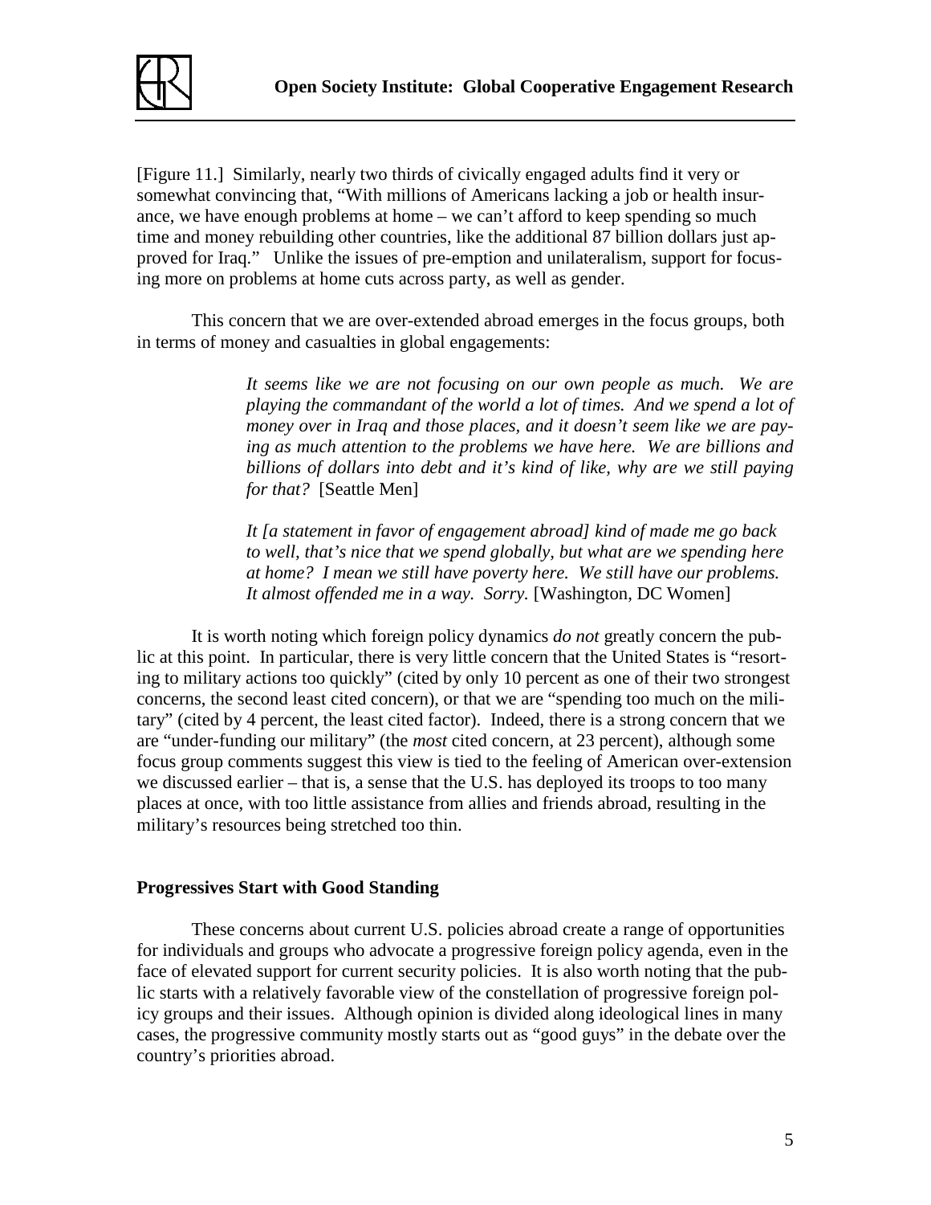[Figure 11.] Similarly, nearly two thirds of civically engaged adults find it very or somewhat convincing that, "With millions of Americans lacking a job or health insurance, we have enough problems at home – we can't afford to keep spending so much time and money rebuilding other countries, like the additional 87 billion dollars just approved for Iraq." Unlike the issues of pre-emption and unilateralism, support for focusing more on problems at home cuts across party, as well as gender.

This concern that we are over-extended abroad emerges in the focus groups, both in terms of money and casualties in global engagements:

> *It seems like we are not focusing on our own people as much. We are playing the commandant of the world a lot of times. And we spend a lot of money over in Iraq and those places, and it doesn't seem like we are paying as much attention to the problems we have here. We are billions and billions of dollars into debt and it's kind of like, why are we still paying for that?* [Seattle Men]

> *It [a statement in favor of engagement abroad] kind of made me go back to well, that's nice that we spend globally, but what are we spending here at home? I mean we still have poverty here. We still have our problems. It almost offended me in a way. Sorry.* [Washington, DC Women]

It is worth noting which foreign policy dynamics *do not* greatly concern the public at this point. In particular, there is very little concern that the United States is "resorting to military actions too quickly" (cited by only 10 percent as one of their two strongest concerns, the second least cited concern), or that we are "spending too much on the military" (cited by 4 percent, the least cited factor). Indeed, there is a strong concern that we are "under-funding our military" (the *most* cited concern, at 23 percent), although some focus group comments suggest this view is tied to the feeling of American over-extension we discussed earlier – that is, a sense that the U.S. has deployed its troops to too many places at once, with too little assistance from allies and friends abroad, resulting in the military's resources being stretched too thin.

**Progressives Start with Good Standing**

These concerns about current U.S. policies abroad create a range of opportunities for individuals and groups who advocate a progressive foreign policy agenda, even in the face of elevated support for current security policies. It is also worth noting that the public starts with a relatively favorable view of the constellation of progressive foreign policy groups and their issues. Although opinion is divided along ideological lines in many cases, the progressive community mostly starts out as "good guys" in the debate over the country's priorities abroad.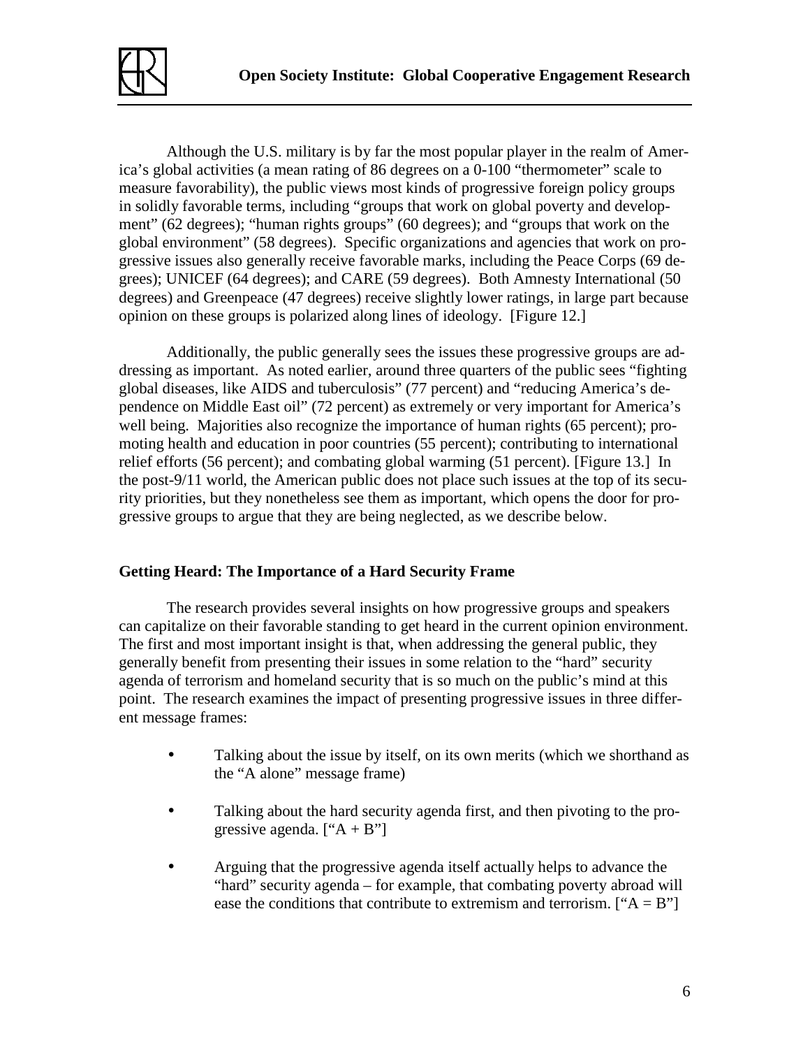Although the U.S. military is by far the most popular player in the realm of America's global activities (a mean rating of 86 degrees on a 0-100 "thermometer" scale to measure favorability), the public views most kinds of progressive foreign policy groups in solidly favorable terms, including "groups that work on global poverty and development" (62 degrees); "human rights groups" (60 degrees); and "groups that work on the global environment" (58 degrees). Specific organizations and agencies that work on progressive issues also generally receive favorable marks, including the Peace Corps (69 degrees); UNICEF (64 degrees); and CARE (59 degrees). Both Amnesty International (50 degrees) and Greenpeace (47 degrees) receive slightly lower ratings, in large part because opinion on these groups is polarized along lines of ideology. [Figure 12.]

Additionally, the public generally sees the issues these progressive groups are addressing as important. As noted earlier, around three quarters of the public sees "fighting global diseases, like AIDS and tuberculosis" (77 percent) and "reducing America's dependence on Middle East oil" (72 percent) as extremely or very important for America's well being. Majorities also recognize the importance of human rights (65 percent); promoting health and education in poor countries (55 percent); contributing to international relief efforts (56 percent); and combating global warming (51 percent). [Figure 13.] In the post-9/11 world, the American public does not place such issues at the top of its security priorities, but they nonetheless see them as important, which opens the door for progressive groups to argue that they are being neglected, as we describe below.

### Getting Heard: The Importance of a Hard Security Frame

The research provides several insights on how progressive groups and speakers can capitalize on their favorable standing to get heard in the current opinion environment. The first and most important insight is that, when addressing the general public, they generally benefit from presenting their issues in some relation to the "hard" security agenda of terrorism and homeland security that is so much on the public's mind at this point. The research examines the impact of presenting progressive issues in three different message frames:

- Talking about the issue by itself, on its own merits (which we shorthand as the "A alone" message frame)
- Talking about the hard security agenda first, and then pivoting to the progressive agenda. ["A + B"]
- Arguing that the progressive agenda itself actually helps to advance the "hard" security agenda – for example, that combating poverty abroad will ease the conditions that contribute to extremism and terrorism. ["A = B"]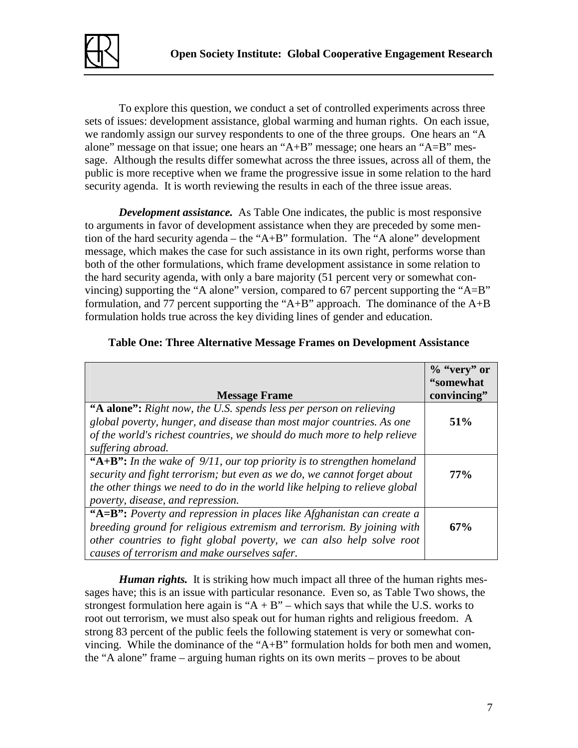To explore this question, we conduct a set of controlled experiments across three sets of issues: development assistance, global warming and human rights. On each issue, we randomly assign our survey respondents to one of the three groups. One hears an "A alone" message on that issue; one hears an "A+B" message; one hears an "A=B" message. Although the results differ somewhat across the three issues, across all of them, the public is more receptive when we frame the progressive issue in some relation to the hard security agenda. It is worth reviewing the results in each of the three issue areas.

***Development assistance.*** As Table One indicates, the public is most responsive to arguments in favor of development assistance when they are preceded by some mention of the hard security agenda – the "A+B" formulation. The "A alone" development message, which makes the case for such assistance in its own right, performs worse than both of the other formulations, which frame development assistance in some relation to the hard security agenda, with only a bare majority (51 percent very or somewhat convincing) supporting the "A alone" version, compared to 67 percent supporting the "A=B" formulation, and 77 percent supporting the "A+B" approach. The dominance of the A+B formulation holds true across the key dividing lines of gender and education.

**Table One: Three Alternative Message Frames on Development Assistance**

| Message Frame | % "very" or "somewhat convincing" |
|---|---|
| **"A alone":** *Right now, the U.S. spends less per person on relieving global poverty, hunger, and disease than most major countries. As one of the world's richest countries, we should do much more to help relieve suffering abroad.* | **51%** |
| **"A+B":** *In the wake of 9/11, our top priority is to strengthen homeland security and fight terrorism; but even as we do, we cannot forget about the other things we need to do in the world like helping to relieve global poverty, disease, and repression.* | **77%** |
| **"A=B":** *Poverty and repression in places like Afghanistan can create a breeding ground for religious extremism and terrorism. By joining with other countries to fight global poverty, we can also help solve root causes of terrorism and make ourselves safer.* | **67%** |

***Human rights.*** It is striking how much impact all three of the human rights messages have; this is an issue with particular resonance. Even so, as Table Two shows, the strongest formulation here again is "A + B" – which says that while the U.S. works to root out terrorism, we must also speak out for human rights and religious freedom. A strong 83 percent of the public feels the following statement is very or somewhat convincing. While the dominance of the "A+B" formulation holds for both men and women, the "A alone" frame – arguing human rights on its own merits – proves to be about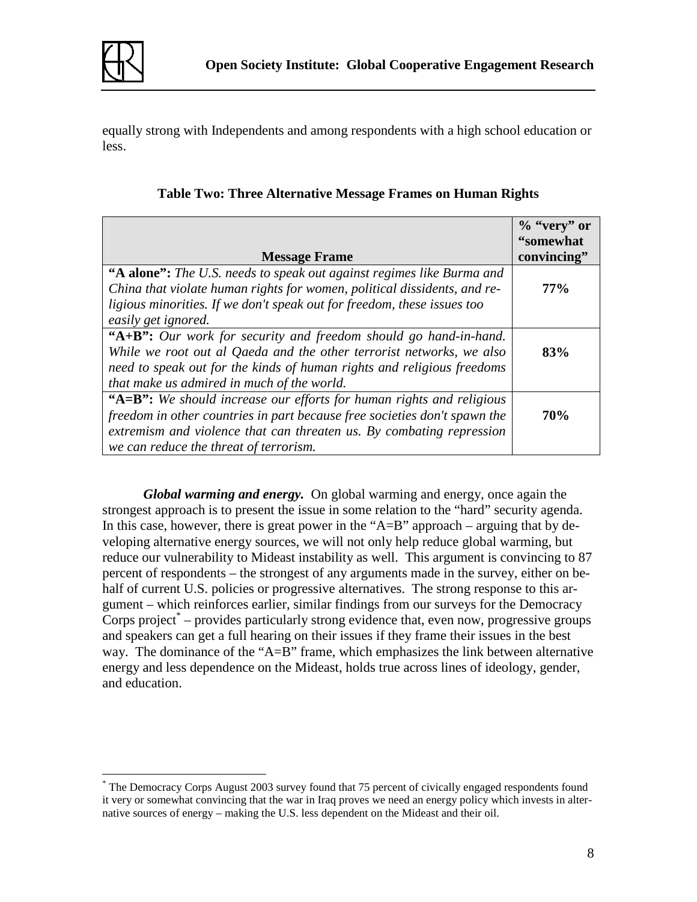equally strong with Independents and among respondents with a high school education or less.

**Table Two: Three Alternative Message Frames on Human Rights**

| Message Frame | % "very" or "somewhat convincing" |
|---|---|
| **"A alone":** *The U.S. needs to speak out against regimes like Burma and China that violate human rights for women, political dissidents, and religious minorities. If we don't speak out for freedom, these issues too easily get ignored.* | **77%** |
| **"A+B":** *Our work for security and freedom should go hand-in-hand. While we root out al Qaeda and the other terrorist networks, we also need to speak out for the kinds of human rights and religious freedoms that make us admired in much of the world.* | **83%** |
| **"A=B":** *We should increase our efforts for human rights and religious freedom in other countries in part because free societies don't spawn the extremism and violence that can threaten us. By combating repression we can reduce the threat of terrorism.* | **70%** |

***Global warming and energy.*** On global warming and energy, once again the strongest approach is to present the issue in some relation to the "hard" security agenda. In this case, however, there is great power in the "A=B" approach – arguing that by developing alternative energy sources, we will not only help reduce global warming, but reduce our vulnerability to Mideast instability as well. This argument is convincing to 87 percent of respondents – the strongest of any arguments made in the survey, either on behalf of current U.S. policies or progressive alternatives. The strong response to this argument – which reinforces earlier, similar findings from our surveys for the Democracy Corps project[*] – provides particularly strong evidence that, even now, progressive groups and speakers can get a full hearing on their issues if they frame their issues in the best way. The dominance of the "A=B" frame, which emphasizes the link between alternative energy and less dependence on the Mideast, holds true across lines of ideology, gender, and education.

[*] The Democracy Corps August 2003 survey found that 75 percent of civically engaged respondents found it very or somewhat convincing that the war in Iraq proves we need an energy policy which invests in alternative sources of energy – making the U.S. less dependent on the Mideast and their oil.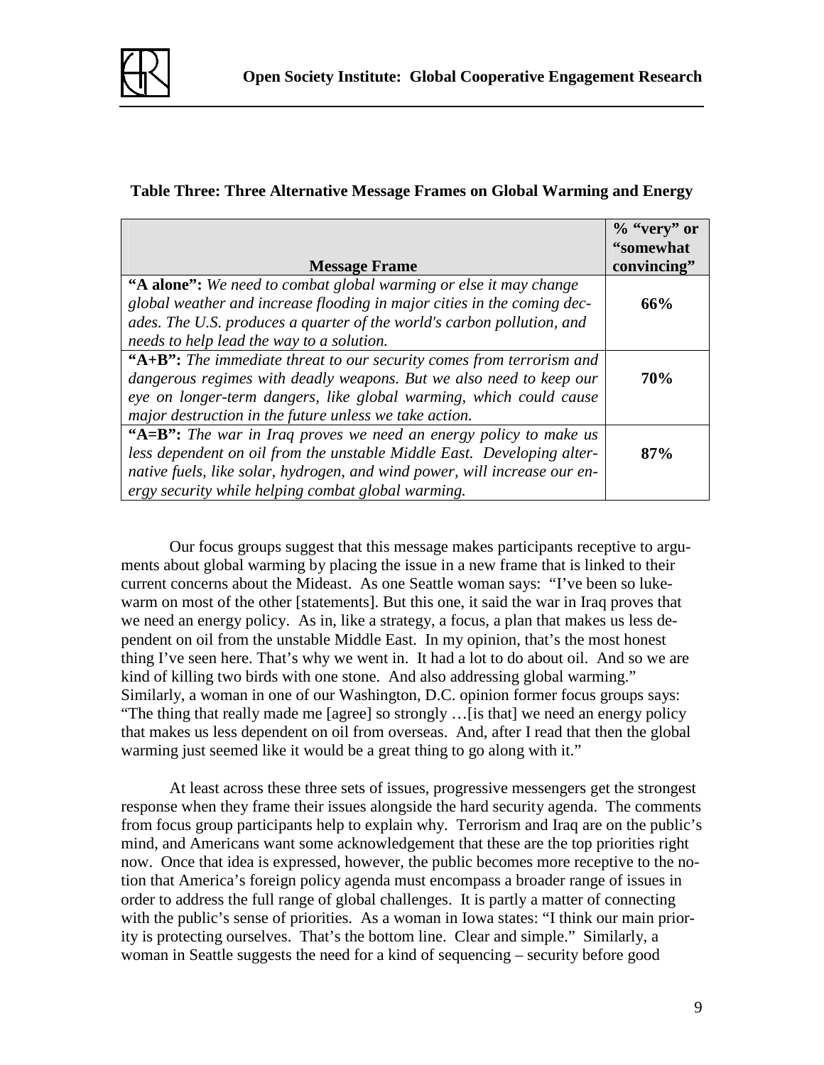**Table Three: Three Alternative Message Frames on Global Warming and Energy**

| Message Frame | % "very" or "somewhat convincing" |
|---|---|
| **"A alone":** *We need to combat global warming or else it may change global weather and increase flooding in major cities in the coming decades. The U.S. produces a quarter of the world's carbon pollution, and needs to help lead the way to a solution.* | **66%** |
| **"A+B":** *The immediate threat to our security comes from terrorism and dangerous regimes with deadly weapons. But we also need to keep our eye on longer-term dangers, like global warming, which could cause major destruction in the future unless we take action.* | **70%** |
| **"A=B":** *The war in Iraq proves we need an energy policy to make us less dependent on oil from the unstable Middle East. Developing alternative fuels, like solar, hydrogen, and wind power, will increase our energy security while helping combat global warming.* | **87%** |

Our focus groups suggest that this message makes participants receptive to arguments about global warming by placing the issue in a new frame that is linked to their current concerns about the Mideast. As one Seattle woman says: "I've been so lukewarm on most of the other [statements]. But this one, it said the war in Iraq proves that we need an energy policy. As in, like a strategy, a focus, a plan that makes us less dependent on oil from the unstable Middle East. In my opinion, that's the most honest thing I've seen here. That's why we went in. It had a lot to do about oil. And so we are kind of killing two birds with one stone. And also addressing global warming." Similarly, a woman in one of our Washington, D.C. opinion former focus groups says: "The thing that really made me [agree] so strongly …[is that] we need an energy policy that makes us less dependent on oil from overseas. And, after I read that then the global warming just seemed like it would be a great thing to go along with it."

At least across these three sets of issues, progressive messengers get the strongest response when they frame their issues alongside the hard security agenda. The comments from focus group participants help to explain why. Terrorism and Iraq are on the public's mind, and Americans want some acknowledgement that these are the top priorities right now. Once that idea is expressed, however, the public becomes more receptive to the notion that America's foreign policy agenda must encompass a broader range of issues in order to address the full range of global challenges. It is partly a matter of connecting with the public's sense of priorities. As a woman in Iowa states: "I think our main priority is protecting ourselves. That's the bottom line. Clear and simple." Similarly, a woman in Seattle suggests the need for a kind of sequencing – security before good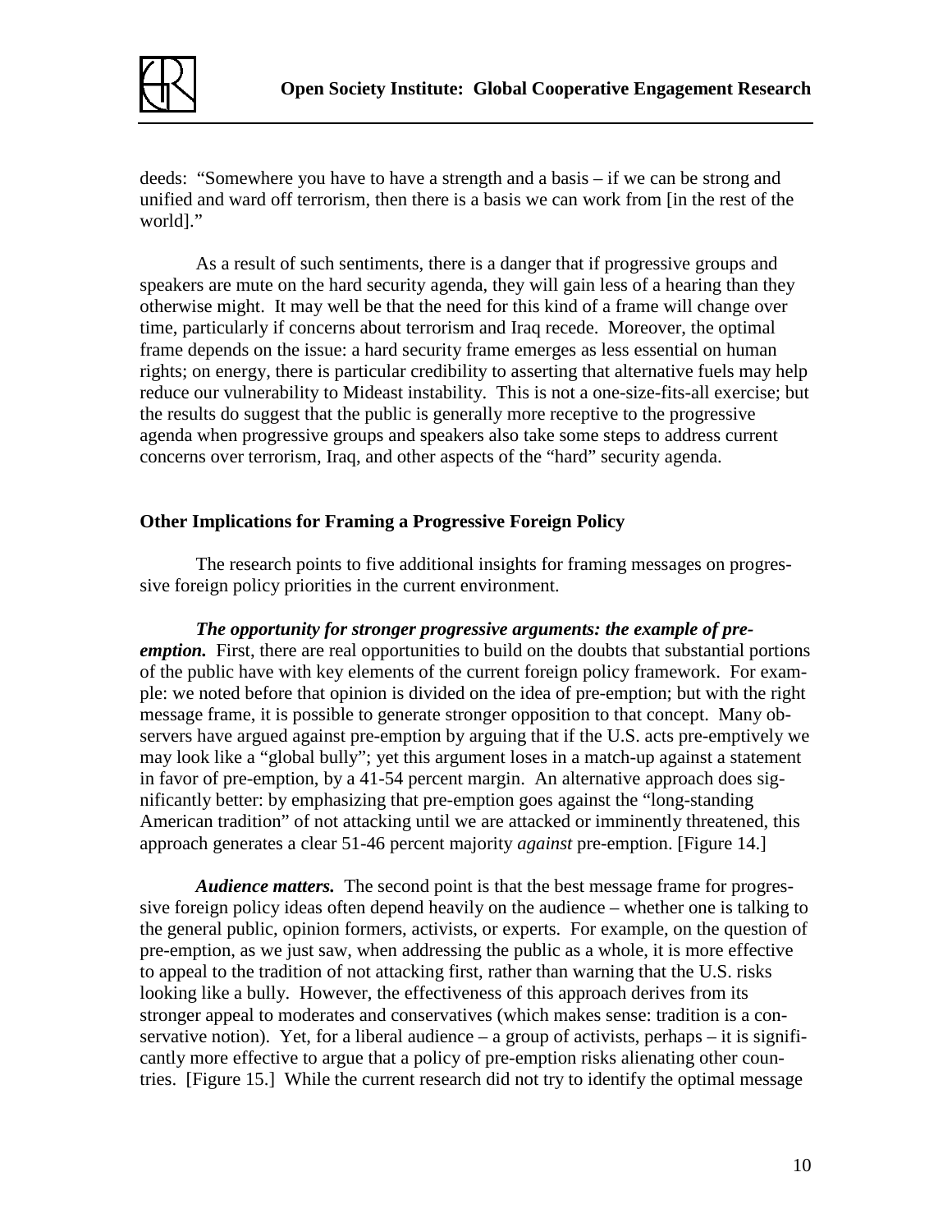deeds: "Somewhere you have to have a strength and a basis – if we can be strong and unified and ward off terrorism, then there is a basis we can work from [in the rest of the world]."

As a result of such sentiments, there is a danger that if progressive groups and speakers are mute on the hard security agenda, they will gain less of a hearing than they otherwise might. It may well be that the need for this kind of a frame will change over time, particularly if concerns about terrorism and Iraq recede. Moreover, the optimal frame depends on the issue: a hard security frame emerges as less essential on human rights; on energy, there is particular credibility to asserting that alternative fuels may help reduce our vulnerability to Mideast instability. This is not a one-size-fits-all exercise; but the results do suggest that the public is generally more receptive to the progressive agenda when progressive groups and speakers also take some steps to address current concerns over terrorism, Iraq, and other aspects of the "hard" security agenda.

## Other Implications for Framing a Progressive Foreign Policy

The research points to five additional insights for framing messages on progressive foreign policy priorities in the current environment.

***The opportunity for stronger progressive arguments: the example of pre-emption.*** First, there are real opportunities to build on the doubts that substantial portions of the public have with key elements of the current foreign policy framework. For example: we noted before that opinion is divided on the idea of pre-emption; but with the right message frame, it is possible to generate stronger opposition to that concept. Many observers have argued against pre-emption by arguing that if the U.S. acts pre-emptively we may look like a "global bully"; yet this argument loses in a match-up against a statement in favor of pre-emption, by a 41-54 percent margin. An alternative approach does significantly better: by emphasizing that pre-emption goes against the "long-standing American tradition" of not attacking until we are attacked or imminently threatened, this approach generates a clear 51-46 percent majority *against* pre-emption. [Figure 14.]

***Audience matters.*** The second point is that the best message frame for progressive foreign policy ideas often depend heavily on the audience – whether one is talking to the general public, opinion formers, activists, or experts. For example, on the question of pre-emption, as we just saw, when addressing the public as a whole, it is more effective to appeal to the tradition of not attacking first, rather than warning that the U.S. risks looking like a bully. However, the effectiveness of this approach derives from its stronger appeal to moderates and conservatives (which makes sense: tradition is a conservative notion). Yet, for a liberal audience – a group of activists, perhaps – it is significantly more effective to argue that a policy of pre-emption risks alienating other countries. [Figure 15.] While the current research did not try to identify the optimal message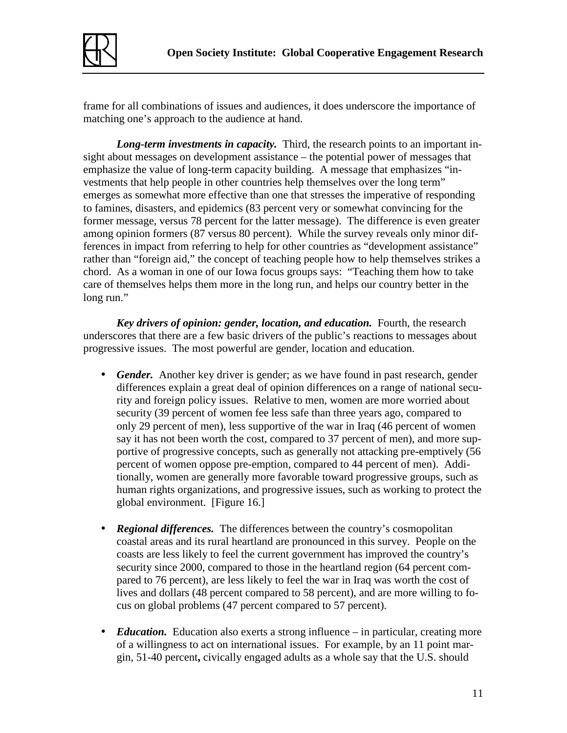frame for all combinations of issues and audiences, it does underscore the importance of matching one's approach to the audience at hand.

***Long-term investments in capacity.*** Third, the research points to an important insight about messages on development assistance – the potential power of messages that emphasize the value of long-term capacity building. A message that emphasizes "investments that help people in other countries help themselves over the long term" emerges as somewhat more effective than one that stresses the imperative of responding to famines, disasters, and epidemics (83 percent very or somewhat convincing for the former message, versus 78 percent for the latter message). The difference is even greater among opinion formers (87 versus 80 percent). While the survey reveals only minor differences in impact from referring to help for other countries as "development assistance" rather than "foreign aid," the concept of teaching people how to help themselves strikes a chord. As a woman in one of our Iowa focus groups says: "Teaching them how to take care of themselves helps them more in the long run, and helps our country better in the long run."

***Key drivers of opinion: gender, location, and education.*** Fourth, the research underscores that there are a few basic drivers of the public's reactions to messages about progressive issues. The most powerful are gender, location and education.

- ***Gender.*** Another key driver is gender; as we have found in past research, gender differences explain a great deal of opinion differences on a range of national security and foreign policy issues. Relative to men, women are more worried about security (39 percent of women fee less safe than three years ago, compared to only 29 percent of men), less supportive of the war in Iraq (46 percent of women say it has not been worth the cost, compared to 37 percent of men), and more supportive of progressive concepts, such as generally not attacking pre-emptively (56 percent of women oppose pre-emption, compared to 44 percent of men). Additionally, women are generally more favorable toward progressive groups, such as human rights organizations, and progressive issues, such as working to protect the global environment. [Figure 16.]

- ***Regional differences.*** The differences between the country's cosmopolitan coastal areas and its rural heartland are pronounced in this survey. People on the coasts are less likely to feel the current government has improved the country's security since 2000, compared to those in the heartland region (64 percent compared to 76 percent), are less likely to feel the war in Iraq was worth the cost of lives and dollars (48 percent compared to 58 percent), and are more willing to focus on global problems (47 percent compared to 57 percent).

- ***Education.*** Education also exerts a strong influence – in particular, creating more of a willingness to act on international issues. For example, by an 11 point margin, 51-40 percent**,** civically engaged adults as a whole say that the U.S. should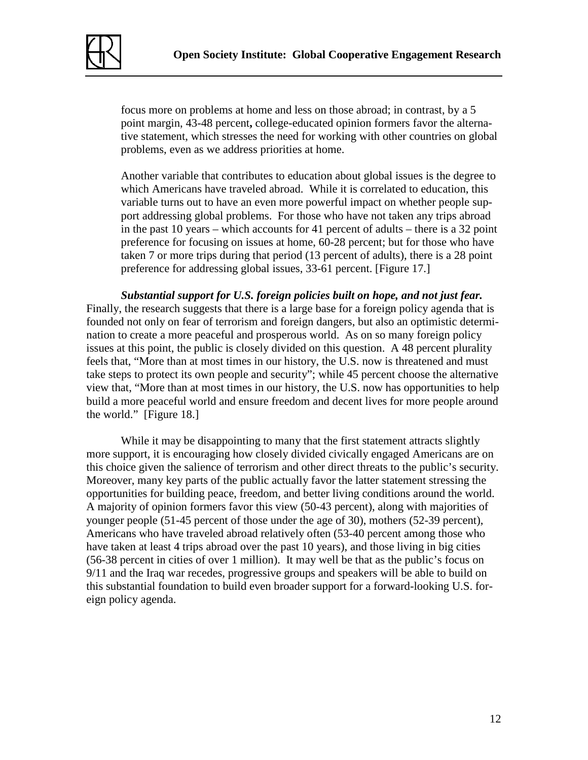focus more on problems at home and less on those abroad; in contrast, by a 5 point margin, 43-48 percent**,** college-educated opinion formers favor the alternative statement, which stresses the need for working with other countries on global problems, even as we address priorities at home.

Another variable that contributes to education about global issues is the degree to which Americans have traveled abroad. While it is correlated to education, this variable turns out to have an even more powerful impact on whether people support addressing global problems. For those who have not taken any trips abroad in the past 10 years – which accounts for 41 percent of adults – there is a 32 point preference for focusing on issues at home, 60-28 percent; but for those who have taken 7 or more trips during that period (13 percent of adults), there is a 28 point preference for addressing global issues, 33-61 percent. [Figure 17.]

***Substantial support for U.S. foreign policies built on hope, and not just fear.*** Finally, the research suggests that there is a large base for a foreign policy agenda that is founded not only on fear of terrorism and foreign dangers, but also an optimistic determination to create a more peaceful and prosperous world. As on so many foreign policy issues at this point, the public is closely divided on this question. A 48 percent plurality feels that, "More than at most times in our history, the U.S. now is threatened and must take steps to protect its own people and security"; while 45 percent choose the alternative view that, "More than at most times in our history, the U.S. now has opportunities to help build a more peaceful world and ensure freedom and decent lives for more people around the world." [Figure 18.]

While it may be disappointing to many that the first statement attracts slightly more support, it is encouraging how closely divided civically engaged Americans are on this choice given the salience of terrorism and other direct threats to the public's security. Moreover, many key parts of the public actually favor the latter statement stressing the opportunities for building peace, freedom, and better living conditions around the world. A majority of opinion formers favor this view (50-43 percent), along with majorities of younger people (51-45 percent of those under the age of 30), mothers (52-39 percent), Americans who have traveled abroad relatively often (53-40 percent among those who have taken at least 4 trips abroad over the past 10 years), and those living in big cities (56-38 percent in cities of over 1 million). It may well be that as the public's focus on 9/11 and the Iraq war recedes, progressive groups and speakers will be able to build on this substantial foundation to build even broader support for a forward-looking U.S. foreign policy agenda.